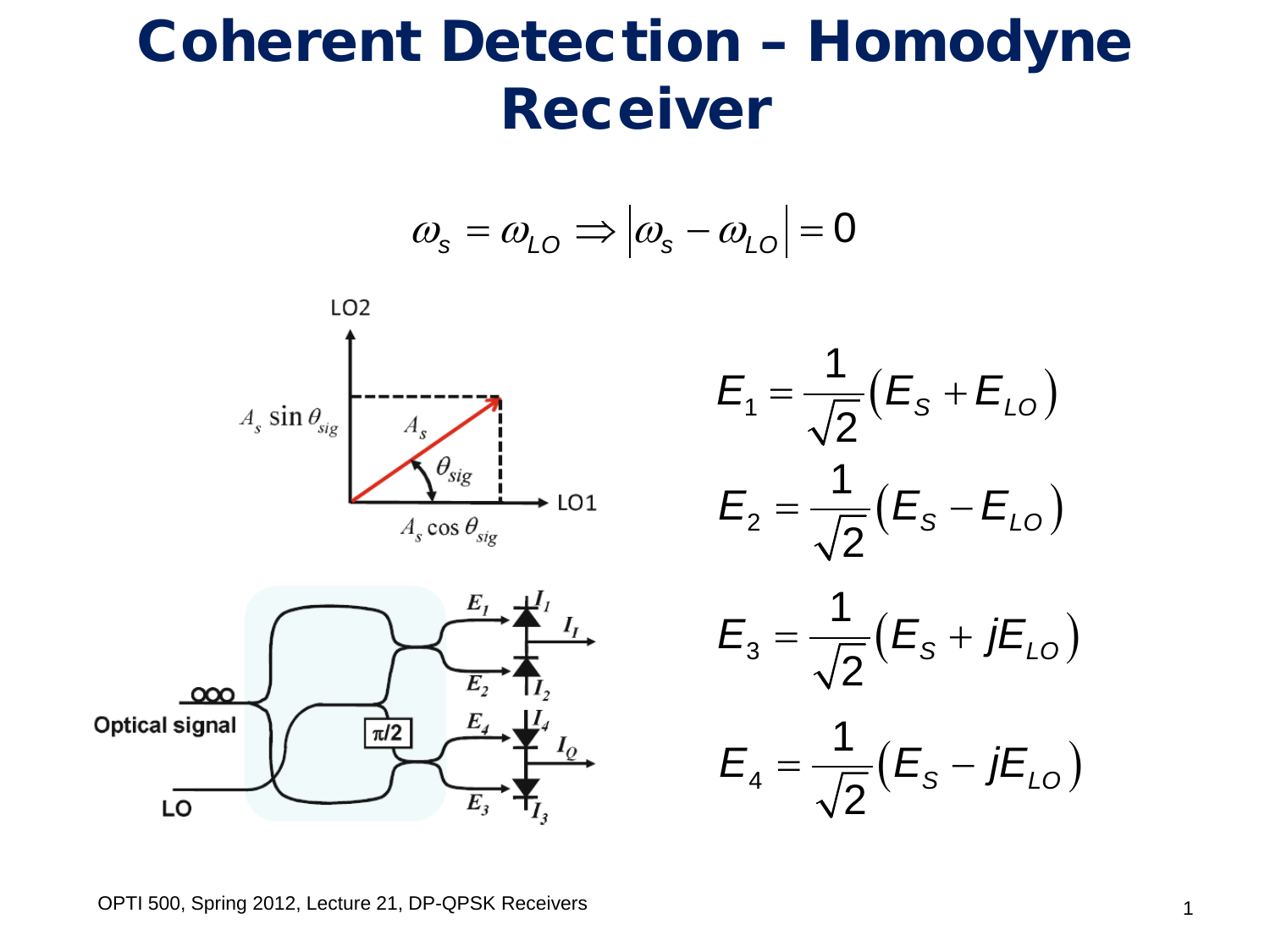# Coherent Detection – Homodyne Receiver

$$\omega_s = \omega_{LO} \Rightarrow \left|\omega_s - \omega_{LO}\right| = 0$$

$$E_1 = \frac{1}{\sqrt{2}}\left(E_S + E_{LO}\right)$$

$$E_2 = \frac{1}{\sqrt{2}}\left(E_S - E_{LO}\right)$$

$$E_3 = \frac{1}{\sqrt{2}}\left(E_S + jE_{LO}\right)$$

$$E_4 = \frac{1}{\sqrt{2}}\left(E_S - jE_{LO}\right)$$

OPTI 500, Spring 2012, Lecture 21, DP-QPSK Receivers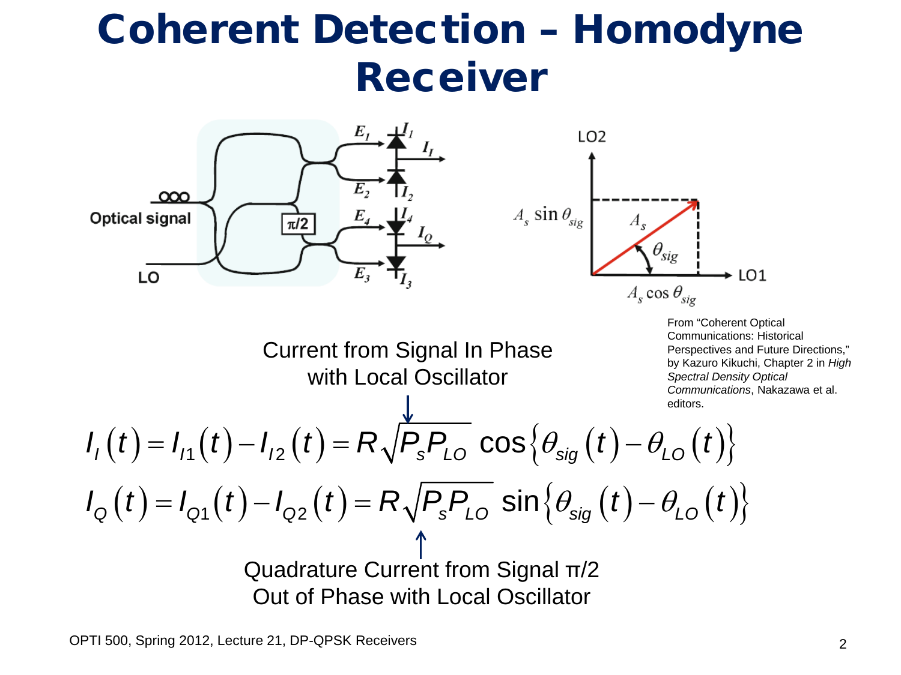# Coherent Detection – Homodyne Receiver

From "Coherent Optical Communications: Historical Perspectives and Future Directions," by Kazuro Kikuchi, Chapter 2 in *High Spectral Density Optical Communications*, Nakazawa et al. editors.

Current from Signal In Phase with Local Oscillator

$$I_I(t) = I_{I1}(t) - I_{I2}(t) = R\sqrt{P_s P_{LO}}\cos\{\theta_{sig}(t) - \theta_{LO}(t)\}$$

$$I_Q(t) = I_{Q1}(t) - I_{Q2}(t) = R\sqrt{P_s P_{LO}}\sin\{\theta_{sig}(t) - \theta_{LO}(t)\}$$

Quadrature Current from Signal π/2 Out of Phase with Local Oscillator

OPTI 500, Spring 2012, Lecture 21, DP-QPSK Receivers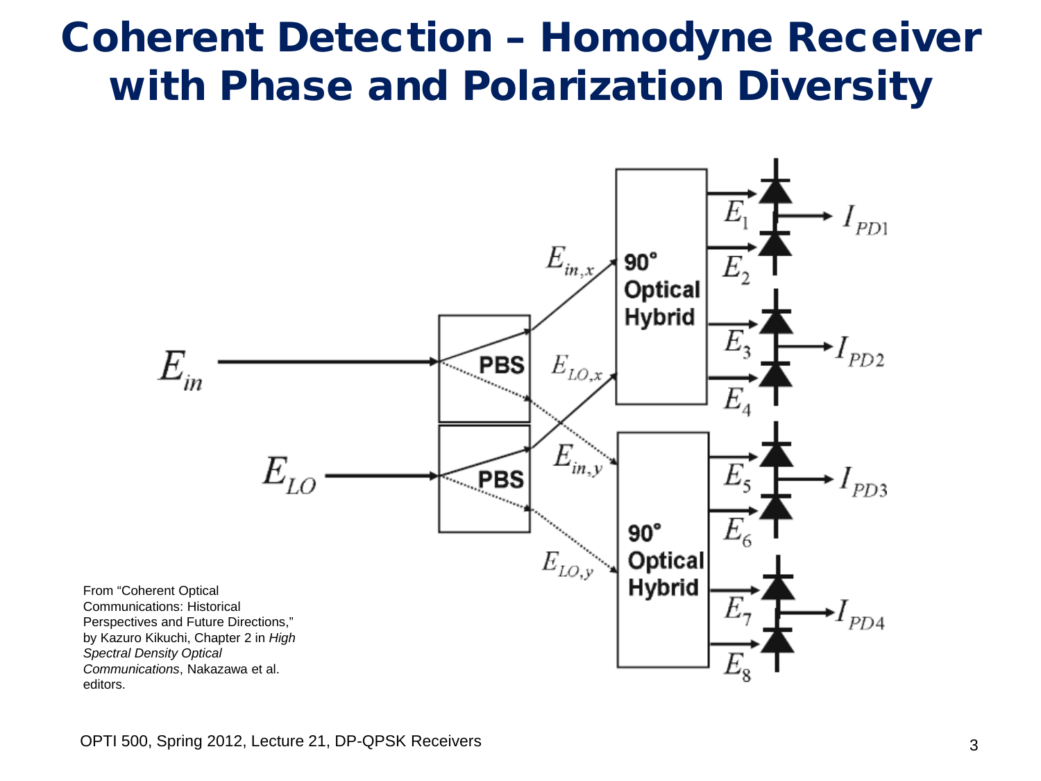# Coherent Detection – Homodyne Receiver with Phase and Polarization Diversity

$E_{in}$ → PBS → $E_{in,x}$, $E_{in,y}$

$E_{LO}$ → PBS → $E_{LO,x}$, $E_{LO,y}$

90° Optical Hybrid → $E_1$, $E_2$ → $I_{PD1}$; $E_3$, $E_4$ → $I_{PD2}$

90° Optical Hybrid → $E_5$, $E_6$ → $I_{PD3}$; $E_7$, $E_8$ → $I_{PD4}$

From "Coherent Optical Communications: Historical Perspectives and Future Directions," by Kazuro Kikuchi, Chapter 2 in *High Spectral Density Optical Communications*, Nakazawa et al. editors.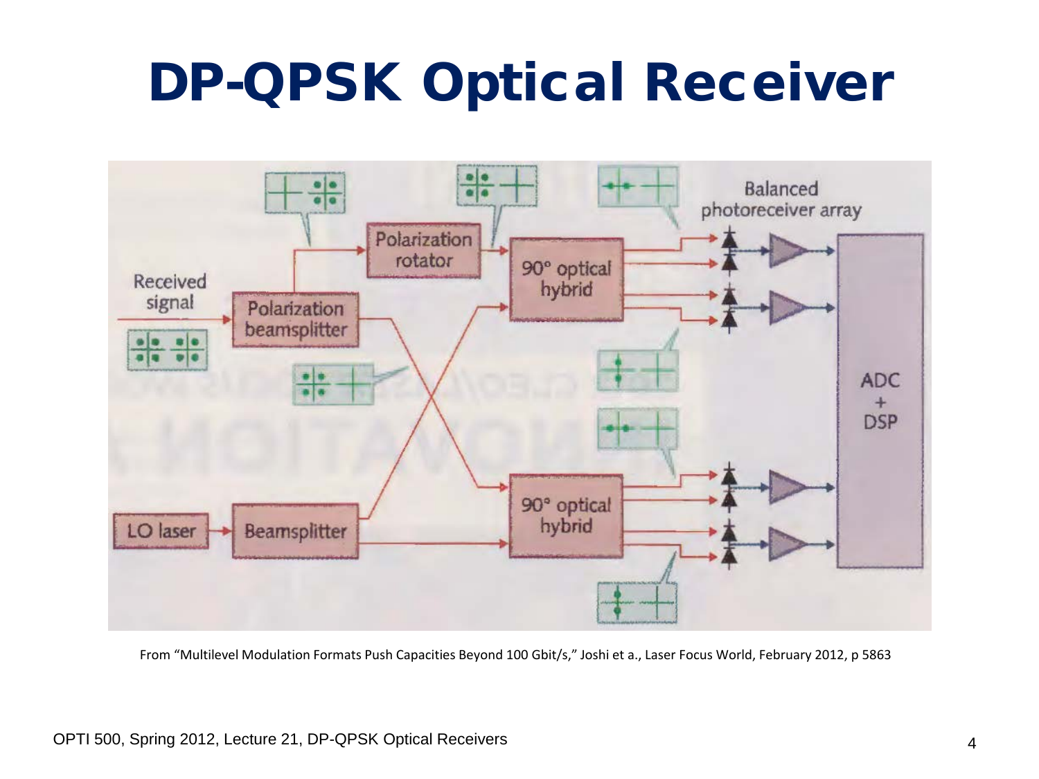# DP-QPSK Optical Receiver

Received signal

Polarization beamsplitter

Polarization rotator

90° optical hybrid

90° optical hybrid

LO laser

Beamsplitter

Balanced photoreceiver array

ADC + DSP

From "Multilevel Modulation Formats Push Capacities Beyond 100 Gbit/s," Joshi et a., Laser Focus World, February 2012, p 5863